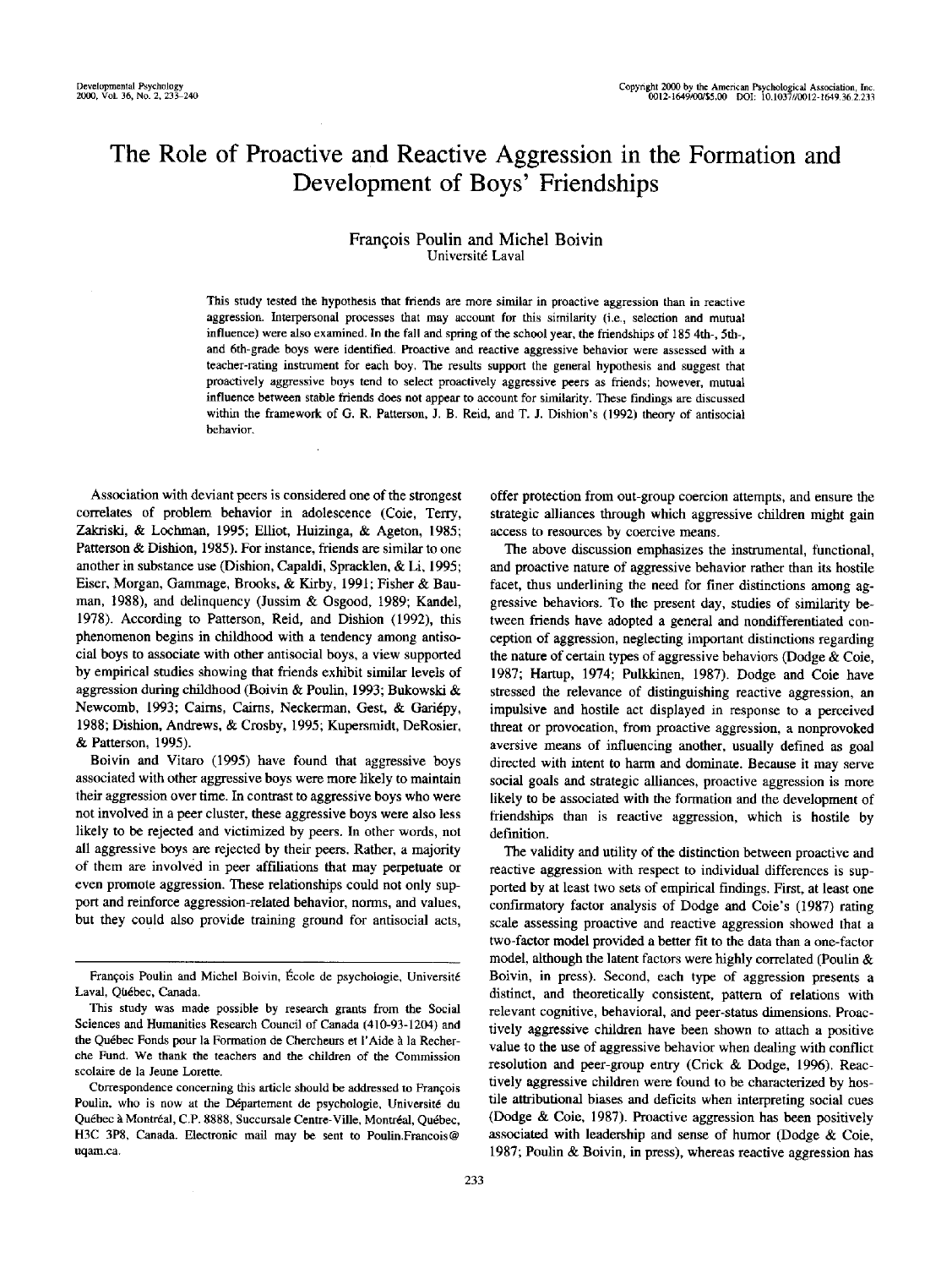# The Role of Proactive and Reactive Aggression in the Formation and Development of Boys' Friendships

François Poulin and Michel Boivin
Université Laval

This study tested the hypothesis that friends are more similar in proactive aggression than in reactive aggression. Interpersonal processes that may account for this similarity (i.e., selection and mutual influence) were also examined. In the fall and spring of the school year, the friendships of 185 4th-, 5th-, and 6th-grade boys were identified. Proactive and reactive aggressive behavior were assessed with a teacher-rating instrument for each boy. The results support the general hypothesis and suggest that proactively aggressive boys tend to select proactively aggressive peers as friends; however, mutual influence between stable friends does not appear to account for similarity. These findings are discussed within the framework of G. R. Patterson, J. B. Reid, and T. J. Dishion's (1992) theory of antisocial behavior.

Association with deviant peers is considered one of the strongest correlates of problem behavior in adolescence (Coie, Terry, Zakriski, & Lochman, 1995; Elliot, Huizinga, & Ageton, 1985; Patterson & Dishion, 1985). For instance, friends are similar to one another in substance use (Dishion, Capaldi, Spracklen, & Li, 1995; Eiser, Morgan, Gammage, Brooks, & Kirby, 1991; Fisher & Bauman, 1988), and delinquency (Jussim & Osgood, 1989; Kandel, 1978). According to Patterson, Reid, and Dishion (1992), this phenomenon begins in childhood with a tendency among antisocial boys to associate with other antisocial boys, a view supported by empirical studies showing that friends exhibit similar levels of aggression during childhood (Boivin & Poulin, 1993; Bukowski & Newcomb, 1993; Cairns, Cairns, Neckerman, Gest, & Gariépy, 1988; Dishion, Andrews, & Crosby, 1995; Kupersmidt, DeRosier, & Patterson, 1995).

Boivin and Vitaro (1995) have found that aggressive boys associated with other aggressive boys were more likely to maintain their aggression over time. In contrast to aggressive boys who were not involved in a peer cluster, these aggressive boys were also less likely to be rejected and victimized by peers. In other words, not all aggressive boys are rejected by their peers. Rather, a majority of them are involved in peer affiliations that may perpetuate or even promote aggression. These relationships could not only support and reinforce aggression-related behavior, norms, and values, but they could also provide training ground for antisocial acts, offer protection from out-group coercion attempts, and ensure the strategic alliances through which aggressive children might gain access to resources by coercive means.

The above discussion emphasizes the instrumental, functional, and proactive nature of aggressive behavior rather than its hostile facet, thus underlining the need for finer distinctions among aggressive behaviors. To the present day, studies of similarity between friends have adopted a general and nondifferentiated conception of aggression, neglecting important distinctions regarding the nature of certain types of aggressive behaviors (Dodge & Coie, 1987; Hartup, 1974; Pulkkinen, 1987). Dodge and Coie have stressed the relevance of distinguishing reactive aggression, an impulsive and hostile act displayed in response to a perceived threat or provocation, from proactive aggression, a nonprovoked aversive means of influencing another, usually defined as goal directed with intent to harm and dominate. Because it may serve social goals and strategic alliances, proactive aggression is more likely to be associated with the formation and the development of friendships than is reactive aggression, which is hostile by definition.

The validity and utility of the distinction between proactive and reactive aggression with respect to individual differences is supported by at least two sets of empirical findings. First, at least one confirmatory factor analysis of Dodge and Coie's (1987) rating scale assessing proactive and reactive aggression showed that a two-factor model provided a better fit to the data than a one-factor model, although the latent factors were highly correlated (Poulin & Boivin, in press). Second, each type of aggression presents a distinct, and theoretically consistent, pattern of relations with relevant cognitive, behavioral, and peer-status dimensions. Proactively aggressive children have been shown to attach a positive value to the use of aggressive behavior when dealing with conflict resolution and peer-group entry (Crick & Dodge, 1996). Reactively aggressive children were found to be characterized by hostile attributional biases and deficits when interpreting social cues (Dodge & Coie, 1987). Proactive aggression has been positively associated with leadership and sense of humor (Dodge & Coie, 1987; Poulin & Boivin, in press), whereas reactive aggression has

---

François Poulin and Michel Boivin, École de psychologie, Université Laval, Québec, Canada.

This study was made possible by research grants from the Social Sciences and Humanities Research Council of Canada (410-93-1204) and the Québec Fonds pour la Formation de Chercheurs et l'Aide à la Recherche Fund. We thank the teachers and the children of the Commission scolaire de la Jeune Lorette.

Correspondence concerning this article should be addressed to François Poulin, who is now at the Département de psychologie, Université du Québec à Montréal, C.P. 8888, Succursale Centre-Ville, Montréal, Québec, H3C 3P8, Canada. Electronic mail may be sent to Poulin.Francois@uqam.ca.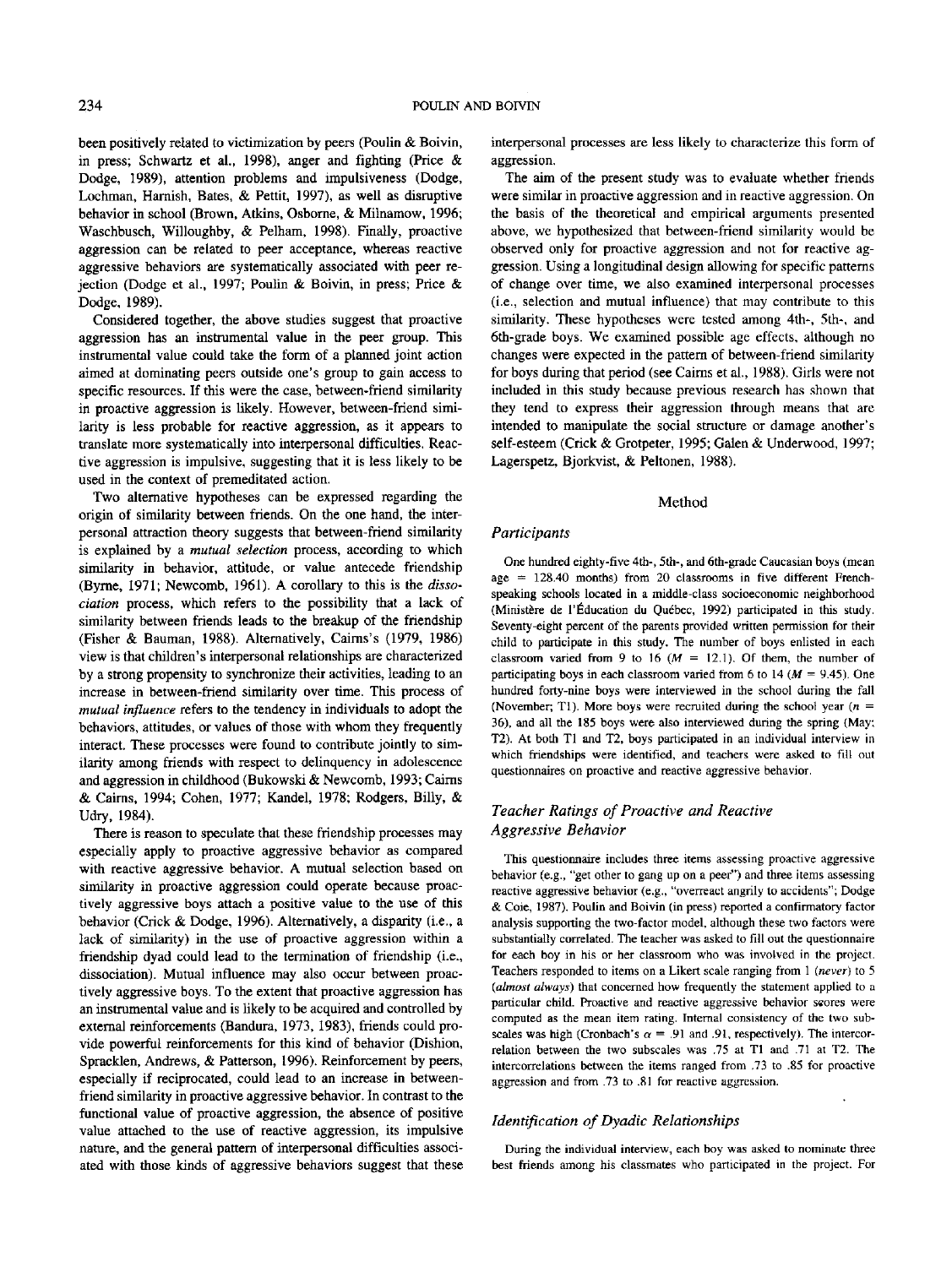been positively related to victimization by peers (Poulin & Boivin, in press; Schwartz et al., 1998), anger and fighting (Price & Dodge, 1989), attention problems and impulsiveness (Dodge, Lochman, Harnish, Bates, & Pettit, 1997), as well as disruptive behavior in school (Brown, Atkins, Osborne, & Milnamow, 1996; Waschbusch, Willoughby, & Pelham, 1998). Finally, proactive aggression can be related to peer acceptance, whereas reactive aggressive behaviors are systematically associated with peer rejection (Dodge et al., 1997; Poulin & Boivin, in press; Price & Dodge, 1989).

Considered together, the above studies suggest that proactive aggression has an instrumental value in the peer group. This instrumental value could take the form of a planned joint action aimed at dominating peers outside one's group to gain access to specific resources. If this were the case, between-friend similarity in proactive aggression is likely. However, between-friend similarity is less probable for reactive aggression, as it appears to translate more systematically into interpersonal difficulties. Reactive aggression is impulsive, suggesting that it is less likely to be used in the context of premeditated action.

Two alternative hypotheses can be expressed regarding the origin of similarity between friends. On the one hand, the interpersonal attraction theory suggests that between-friend similarity is explained by a *mutual selection* process, according to which similarity in behavior, attitude, or value antecede friendship (Byrne, 1971; Newcomb, 1961). A corollary to this is the *dissociation* process, which refers to the possibility that a lack of similarity between friends leads to the breakup of the friendship (Fisher & Bauman, 1988). Alternatively, Cairns's (1979, 1986) view is that children's interpersonal relationships are characterized by a strong propensity to synchronize their activities, leading to an increase in between-friend similarity over time. This process of *mutual influence* refers to the tendency in individuals to adopt the behaviors, attitudes, or values of those with whom they frequently interact. These processes were found to contribute jointly to similarity among friends with respect to delinquency in adolescence and aggression in childhood (Bukowski & Newcomb, 1993; Cairns & Cairns, 1994; Cohen, 1977; Kandel, 1978; Rodgers, Billy, & Udry, 1984).

There is reason to speculate that these friendship processes may especially apply to proactive aggressive behavior as compared with reactive aggressive behavior. A mutual selection based on similarity in proactive aggression could operate because proactively aggressive boys attach a positive value to the use of this behavior (Crick & Dodge, 1996). Alternatively, a disparity (i.e., a lack of similarity) in the use of proactive aggression within a friendship dyad could lead to the termination of friendship (i.e., dissociation). Mutual influence may also occur between proactively aggressive boys. To the extent that proactive aggression has an instrumental value and is likely to be acquired and controlled by external reinforcements (Bandura, 1973, 1983), friends could provide powerful reinforcements for this kind of behavior (Dishion, Spracklen, Andrews, & Patterson, 1996). Reinforcement by peers, especially if reciprocated, could lead to an increase in between-friend similarity in proactive aggressive behavior. In contrast to the functional value of proactive aggression, the absence of positive value attached to the use of reactive aggression, its impulsive nature, and the general pattern of interpersonal difficulties associated with those kinds of aggressive behaviors suggest that these interpersonal processes are less likely to characterize this form of aggression.

The aim of the present study was to evaluate whether friends were similar in proactive aggression and in reactive aggression. On the basis of the theoretical and empirical arguments presented above, we hypothesized that between-friend similarity would be observed only for proactive aggression and not for reactive aggression. Using a longitudinal design allowing for specific patterns of change over time, we also examined interpersonal processes (i.e., selection and mutual influence) that may contribute to this similarity. These hypotheses were tested among 4th-, 5th-, and 6th-grade boys. We examined possible age effects, although no changes were expected in the pattern of between-friend similarity for boys during that period (see Cairns et al., 1988). Girls were not included in this study because previous research has shown that they tend to express their aggression through means that are intended to manipulate the social structure or damage another's self-esteem (Crick & Grotpeter, 1995; Galen & Underwood, 1997; Lagerspetz, Bjorkvist, & Peltonen, 1988).

## Method

### Participants

One hundred eighty-five 4th-, 5th-, and 6th-grade Caucasian boys (mean age = 128.40 months) from 20 classrooms in five different French-speaking schools located in a middle-class socioeconomic neighborhood (Ministère de l'Éducation du Québec, 1992) participated in this study. Seventy-eight percent of the parents provided written permission for their child to participate in this study. The number of boys enlisted in each classroom varied from 9 to 16 ($M$ = 12.1). Of them, the number of participating boys in each classroom varied from 6 to 14 ($M$ = 9.45). One hundred forty-nine boys were interviewed in the school during the fall (November; T1). More boys were recruited during the school year ($n$ = 36), and all the 185 boys were also interviewed during the spring (May; T2). At both T1 and T2, boys participated in an individual interview in which friendships were identified, and teachers were asked to fill out questionnaires on proactive and reactive aggressive behavior.

### Teacher Ratings of Proactive and Reactive Aggressive Behavior

This questionnaire includes three items assessing proactive aggressive behavior (e.g., "get other to gang up on a peer") and three items assessing reactive aggressive behavior (e.g., "overreact angrily to accidents"; Dodge & Coie, 1987). Poulin and Boivin (in press) reported a confirmatory factor analysis supporting the two-factor model, although these two factors were substantially correlated. The teacher was asked to fill out the questionnaire for each boy in his or her classroom who was involved in the project. Teachers responded to items on a Likert scale ranging from 1 (*never*) to 5 (*almost always*) that concerned how frequently the statement applied to a particular child. Proactive and reactive aggressive behavior scores were computed as the mean item rating. Internal consistency of the two subscales was high (Cronbach's $\alpha$ = .91 and .91, respectively). The intercorrelation between the two subscales was .75 at T1 and .71 at T2. The intercorrelations between the items ranged from .73 to .85 for proactive aggression and from .73 to .81 for reactive aggression.

### Identification of Dyadic Relationships

During the individual interview, each boy was asked to nominate three best friends among his classmates who participated in the project. For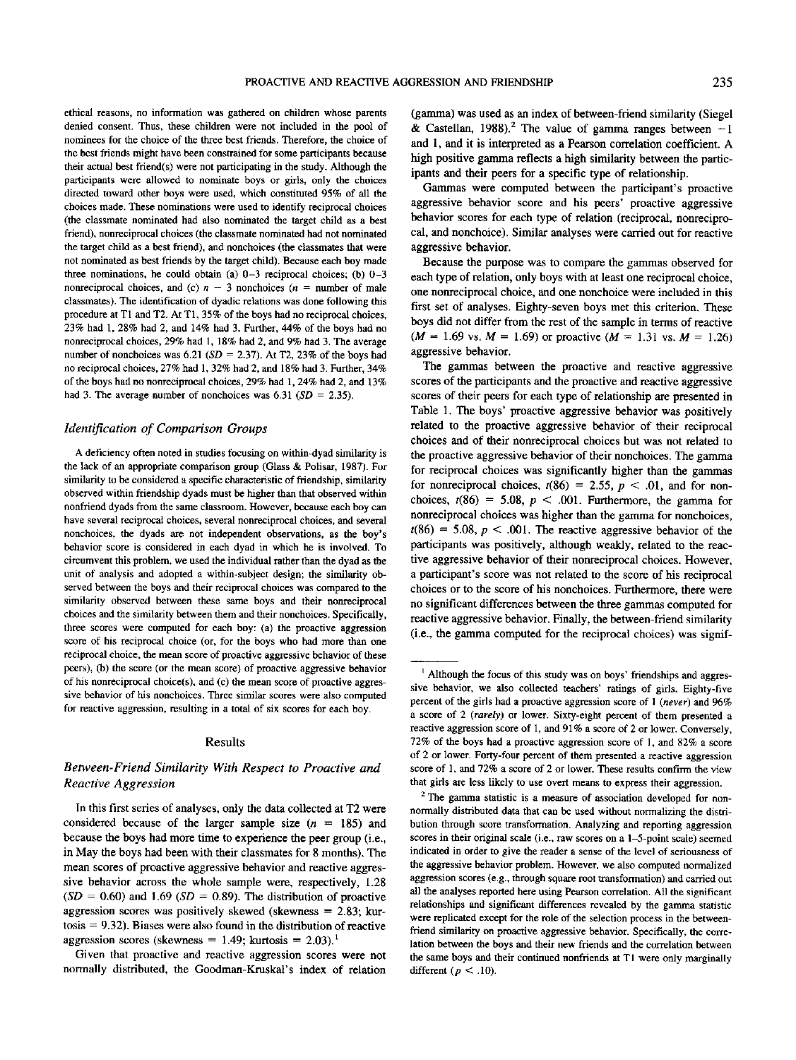ethical reasons, no information was gathered on children whose parents denied consent. Thus, these children were not included in the pool of nominees for the choice of the three best friends. Therefore, the choice of the best friends might have been constrained for some participants because their actual best friend(s) were not participating in the study. Although the participants were allowed to nominate boys or girls, only the choices directed toward other boys were used, which constituted 95% of all the choices made. These nominations were used to identify reciprocal choices (the classmate nominated had also nominated the target child as a best friend), nonreciprocal choices (the classmate nominated had not nominated the target child as a best friend), and nonchoices (the classmates that were not nominated as best friends by the target child). Because each boy made three nominations, he could obtain (a) 0–3 reciprocal choices; (b) 0–3 nonreciprocal choices, and (c) $n - 3$ nonchoices ($n$ = number of male classmates). The identification of dyadic relations was done following this procedure at T1 and T2. At T1, 35% of the boys had no reciprocal choices, 23% had 1, 28% had 2, and 14% had 3. Further, 44% of the boys had no nonreciprocal choices, 29% had 1, 18% had 2, and 9% had 3. The average number of nonchoices was 6.21 ($SD = 2.37$). At T2, 23% of the boys had no reciprocal choices, 27% had 1, 32% had 2, and 18% had 3. Further, 34% of the boys had no nonreciprocal choices, 29% had 1, 24% had 2, and 13% had 3. The average number of nonchoices was 6.31 ($SD = 2.35$).

### *Identification of Comparison Groups*

A deficiency often noted in studies focusing on within-dyad similarity is the lack of an appropriate comparison group (Glass & Polisar, 1987). For similarity to be considered a specific characteristic of friendship, similarity observed within friendship dyads must be higher than that observed within nonfriend dyads from the same classroom. However, because each boy can have several reciprocal choices, several nonreciprocal choices, and several nonchoices, the dyads are not independent observations, as the boy's behavior score is considered in each dyad in which he is involved. To circumvent this problem, we used the individual rather than the dyad as the unit of analysis and adopted a within-subject design; the similarity observed between the boys and their reciprocal choices was compared to the similarity observed between these same boys and their nonreciprocal choices and the similarity between them and their nonchoices. Specifically, three scores were computed for each boy: (a) the proactive aggression score of his reciprocal choice (or, for the boys who had more than one reciprocal choice, the mean score of proactive aggressive behavior of these peers), (b) the score (or the mean score) of proactive aggressive behavior of his nonreciprocal choice(s), and (c) the mean score of proactive aggressive behavior of his nonchoices. Three similar scores were also computed for reactive aggression, resulting in a total of six scores for each boy.

## Results

### *Between-Friend Similarity With Respect to Proactive and Reactive Aggression*

In this first series of analyses, only the data collected at T2 were considered because of the larger sample size ($n = 185$) and because the boys had more time to experience the peer group (i.e., in May the boys had been with their classmates for 8 months). The mean scores of proactive aggressive behavior and reactive aggressive behavior across the whole sample were, respectively, 1.28 ($SD = 0.60$) and 1.69 ($SD = 0.89$). The distribution of proactive aggression scores was positively skewed (skewness = 2.83; kurtosis = 9.32). Biases were also found in the distribution of reactive aggression scores (skewness = 1.49; kurtosis = 2.03).[1]

Given that proactive and reactive aggression scores were not normally distributed, the Goodman-Kruskal's index of relation (gamma) was used as an index of between-friend similarity (Siegel & Castellan, 1988).[2] The value of gamma ranges between −1 and 1, and it is interpreted as a Pearson correlation coefficient. A high positive gamma reflects a high similarity between the participants and their peers for a specific type of relationship.

Gammas were computed between the participant's proactive aggressive behavior score and his peers' proactive aggressive behavior scores for each type of relation (reciprocal, nonreciprocal, and nonchoice). Similar analyses were carried out for reactive aggressive behavior.

Because the purpose was to compare the gammas observed for each type of relation, only boys with at least one reciprocal choice, one nonreciprocal choice, and one nonchoice were included in this first set of analyses. Eighty-seven boys met this criterion. These boys did not differ from the rest of the sample in terms of reactive ($M = 1.69$ vs. $M = 1.69$) or proactive ($M = 1.31$ vs. $M = 1.26$) aggressive behavior.

The gammas between the proactive and reactive aggressive scores of the participants and the proactive and reactive aggressive scores of their peers for each type of relationship are presented in Table 1. The boys' proactive aggressive behavior was positively related to the proactive aggressive behavior of their reciprocal choices and of their nonreciprocal choices but was not related to the proactive aggressive behavior of their nonchoices. The gamma for reciprocal choices was significantly higher than the gammas for nonreciprocal choices, $t(86) = 2.55$, $p < .01$, and for nonchoices, $t(86) = 5.08$, $p < .001$. Furthermore, the gamma for nonreciprocal choices was higher than the gamma for nonchoices, $t(86) = 5.08$, $p < .001$. The reactive aggressive behavior of the participants was positively, although weakly, related to the reactive aggressive behavior of their nonreciprocal choices. However, a participant's score was not related to the score of his reciprocal choices or to the score of his nonchoices. Furthermore, there were no significant differences between the three gammas computed for reactive aggressive behavior. Finally, the between-friend similarity (i.e., the gamma computed for the reciprocal choices) was signif-

---

[1] Although the focus of this study was on boys' friendships and aggressive behavior, we also collected teachers' ratings of girls. Eighty-five percent of the girls had a proactive aggression score of 1 (*never*) and 96% a score of 2 (*rarely*) or lower. Sixty-eight percent of them presented a reactive aggression score of 1, and 91% a score of 2 or lower. Conversely, 72% of the boys had a proactive aggression score of 1, and 82% a score of 2 or lower. Forty-four percent of them presented a reactive aggression score of 1, and 72% a score of 2 or lower. These results confirm the view that girls are less likely to use overt means to express their aggression.

[2] The gamma statistic is a measure of association developed for nonnormally distributed data that can be used without normalizing the distribution through score transformation. Analyzing and reporting aggression scores in their original scale (i.e., raw scores on a 1–5-point scale) seemed indicated in order to give the reader a sense of the level of seriousness of the aggressive behavior problem. However, we also computed normalized aggression scores (e.g., through square root transformation) and carried out all the analyses reported here using Pearson correlation. All the significant relationships and significant differences revealed by the gamma statistic were replicated except for the role of the selection process in the between-friend similarity on proactive aggressive behavior. Specifically, the correlation between the boys and their new friends and the correlation between the same boys and their continued nonfriends at T1 were only marginally different ($p < .10$).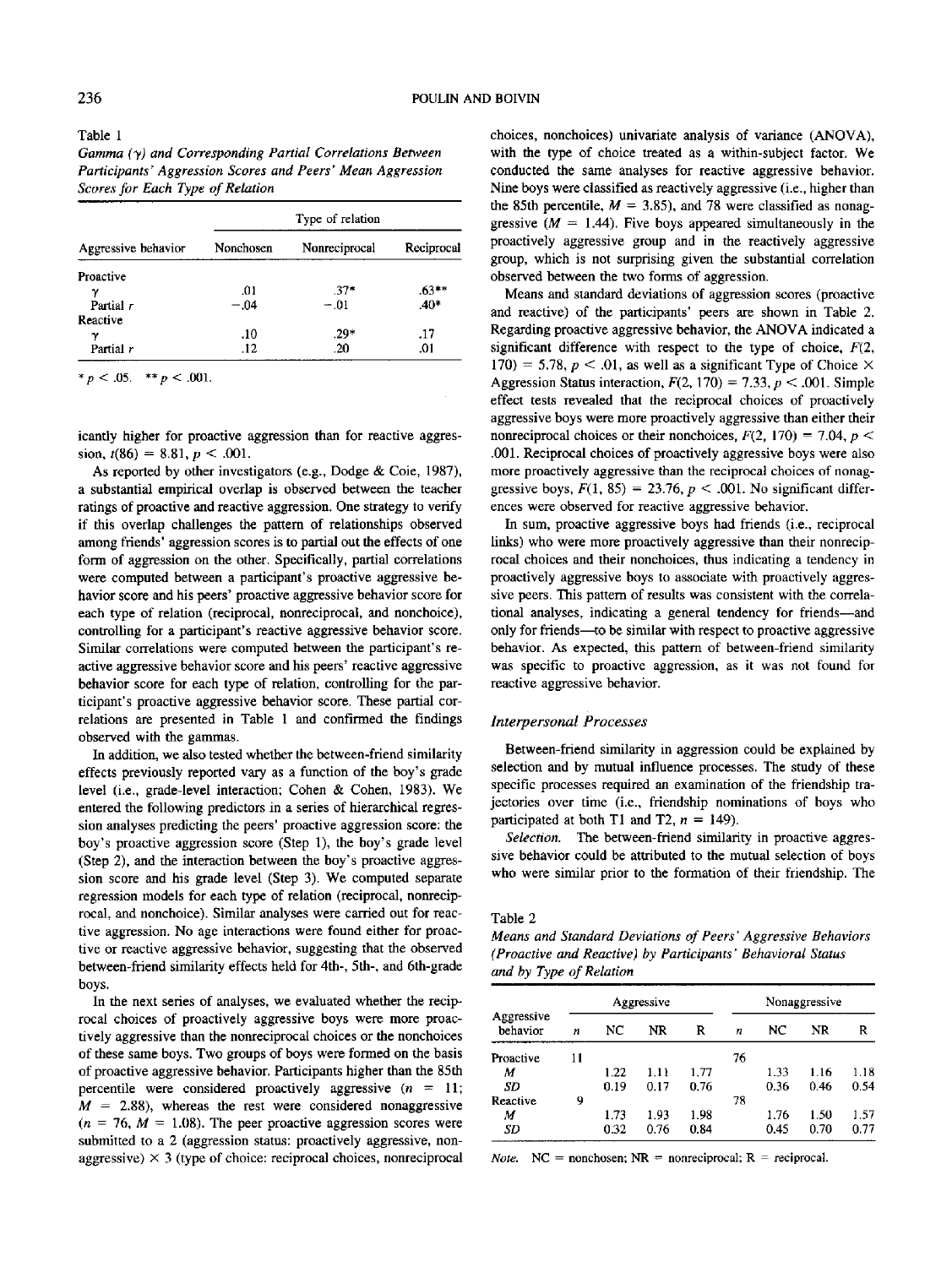Table 1
*Gamma (γ) and Corresponding Partial Correlations Between Participants' Aggression Scores and Peers' Mean Aggression Scores for Each Type of Relation*

| Aggressive behavior | Type of relation | | |
|---|---|---|---|
| | Nonchosen | Nonreciprocal | Reciprocal |
| Proactive | | | |
| γ | .01 | .37* | .63** |
| Partial r | −.04 | −.01 | .40* |
| Reactive | | | |
| γ | .10 | .29* | .17 |
| Partial r | .12 | .20 | .01 |

\* $p < .05$. \*\* $p < .001$.

icantly higher for proactive aggression than for reactive aggression, $t(86) = 8.81$, $p < .001$.

As reported by other investigators (e.g., Dodge & Coie, 1987), a substantial empirical overlap is observed between the teacher ratings of proactive and reactive aggression. One strategy to verify if this overlap challenges the pattern of relationships observed among friends' aggression scores is to partial out the effects of one form of aggression on the other. Specifically, partial correlations were computed between a participant's proactive aggressive behavior score and his peers' proactive aggressive behavior score for each type of relation (reciprocal, nonreciprocal, and nonchoice), controlling for a participant's reactive aggressive behavior score. Similar correlations were computed between the participant's reactive aggressive behavior score and his peers' reactive aggressive behavior score for each type of relation, controlling for the participant's proactive aggressive behavior score. These partial correlations are presented in Table 1 and confirmed the findings observed with the gammas.

In addition, we also tested whether the between-friend similarity effects previously reported vary as a function of the boy's grade level (i.e., grade-level interaction; Cohen & Cohen, 1983). We entered the following predictors in a series of hierarchical regression analyses predicting the peers' proactive aggression score: the boy's proactive aggression score (Step 1), the boy's grade level (Step 2), and the interaction between the boy's proactive aggression score and his grade level (Step 3). We computed separate regression models for each type of relation (reciprocal, nonreciprocal, and nonchoice). Similar analyses were carried out for reactive aggression. No age interactions were found either for proactive or reactive aggressive behavior, suggesting that the observed between-friend similarity effects held for 4th-, 5th-, and 6th-grade boys.

In the next series of analyses, we evaluated whether the reciprocal choices of proactively aggressive boys were more proactively aggressive than the nonreciprocal choices or the nonchoices of these same boys. Two groups of boys were formed on the basis of proactive aggressive behavior. Participants higher than the 85th percentile were considered proactively aggressive ($n = 11$; $M = 2.88$), whereas the rest were considered nonaggressive ($n = 76$, $M = 1.08$). The peer proactive aggression scores were submitted to a 2 (aggression status: proactively aggressive, nonaggressive) × 3 (type of choice: reciprocal choices, nonreciprocal choices, nonchoices) univariate analysis of variance (ANOVA), with the type of choice treated as a within-subject factor. We conducted the same analyses for reactive aggressive behavior. Nine boys were classified as reactively aggressive (i.e., higher than the 85th percentile, $M = 3.85$), and 78 were classified as nonaggressive ($M = 1.44$). Five boys appeared simultaneously in the proactively aggressive group and in the reactively aggressive group, which is not surprising given the substantial correlation observed between the two forms of aggression.

Means and standard deviations of aggression scores (proactive and reactive) of the participants' peers are shown in Table 2. Regarding proactive aggressive behavior, the ANOVA indicated a significant difference with respect to the type of choice, $F(2, 170) = 5.78$, $p < .01$, as well as a significant Type of Choice × Aggression Status interaction, $F(2, 170) = 7.33$, $p < .001$. Simple effect tests revealed that the reciprocal choices of proactively aggressive boys were more proactively aggressive than either their nonreciprocal choices or their nonchoices, $F(2, 170) = 7.04$, $p < .001$. Reciprocal choices of proactively aggressive boys were also more proactively aggressive than the reciprocal choices of nonaggressive boys, $F(1, 85) = 23.76$, $p < .001$. No significant differences were observed for reactive aggressive behavior.

In sum, proactive aggressive boys had friends (i.e., reciprocal links) who were more proactively aggressive than their nonreciprocal choices and their nonchoices, thus indicating a tendency in proactively aggressive boys to associate with proactively aggressive peers. This pattern of results was consistent with the correlational analyses, indicating a general tendency for friends—and only for friends—to be similar with respect to proactive aggressive behavior. As expected, this pattern of between-friend similarity was specific to proactive aggression, as it was not found for reactive aggressive behavior.

### *Interpersonal Processes*

Between-friend similarity in aggression could be explained by selection and by mutual influence processes. The study of these specific processes required an examination of the friendship trajectories over time (i.e., friendship nominations of boys who participated at both T1 and T2, $n = 149$).

*Selection.* The between-friend similarity in proactive aggressive behavior could be attributed to the mutual selection of boys who were similar prior to the formation of their friendship. The

Table 2
*Means and Standard Deviations of Peers' Aggressive Behaviors (Proactive and Reactive) by Participants' Behavioral Status and by Type of Relation*

| Aggressive behavior | Aggressive | | | | Nonaggressive | | | |
|---|---|---|---|---|---|---|---|---|
| | n | NC | NR | R | n | NC | NR | R |
| Proactive | 11 | | | | 76 | | | |
| M | | 1.22 | 1.11 | 1.77 | | 1.33 | 1.16 | 1.18 |
| SD | | 0.19 | 0.17 | 0.76 | | 0.36 | 0.46 | 0.54 |
| Reactive | 9 | | | | 78 | | | |
| M | | 1.73 | 1.93 | 1.98 | | 1.76 | 1.50 | 1.57 |
| SD | | 0.32 | 0.76 | 0.84 | | 0.45 | 0.70 | 0.77 |

*Note.* NC = nonchosen; NR = nonreciprocal; R = reciprocal.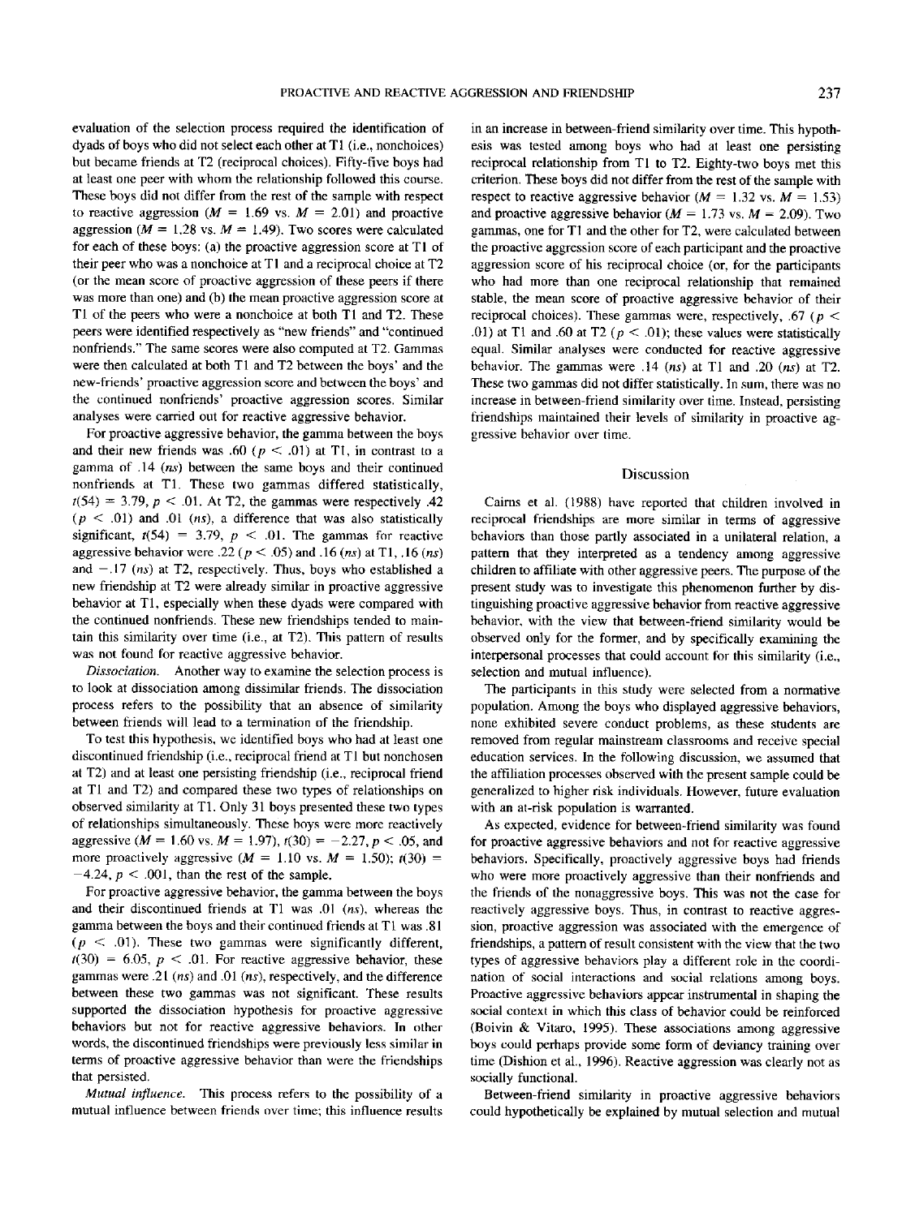evaluation of the selection process required the identification of dyads of boys who did not select each other at T1 (i.e., nonchoices) but became friends at T2 (reciprocal choices). Fifty-five boys had at least one peer with whom the relationship followed this course. These boys did not differ from the rest of the sample with respect to reactive aggression ($M = 1.69$ vs. $M = 2.01$) and proactive aggression ($M = 1.28$ vs. $M = 1.49$). Two scores were calculated for each of these boys: (a) the proactive aggression score at T1 of their peer who was a nonchoice at T1 and a reciprocal choice at T2 (or the mean score of proactive aggression of these peers if there was more than one) and (b) the mean proactive aggression score at T1 of the peers who were a nonchoice at both T1 and T2. These peers were identified respectively as "new friends" and "continued nonfriends." The same scores were also computed at T2. Gammas were then calculated at both T1 and T2 between the boys' and the new-friends' proactive aggression score and between the boys' and the continued nonfriends' proactive aggression scores. Similar analyses were carried out for reactive aggressive behavior.

For proactive aggressive behavior, the gamma between the boys and their new friends was .60 ($p < .01$) at T1, in contrast to a gamma of .14 (*ns*) between the same boys and their continued nonfriends at T1. These two gammas differed statistically, $t(54) = 3.79$, $p < .01$. At T2, the gammas were respectively .42 ($p < .01$) and .01 (*ns*), a difference that was also statistically significant, $t(54) = 3.79$, $p < .01$. The gammas for reactive aggressive behavior were .22 ($p < .05$) and .16 (*ns*) at T1, .16 (*ns*) and −.17 (*ns*) at T2, respectively. Thus, boys who established a new friendship at T2 were already similar in proactive aggressive behavior at T1, especially when these dyads were compared with the continued nonfriends. These new friendships tended to maintain this similarity over time (i.e., at T2). This pattern of results was not found for reactive aggressive behavior.

*Dissociation.* Another way to examine the selection process is to look at dissociation among dissimilar friends. The dissociation process refers to the possibility that an absence of similarity between friends will lead to a termination of the friendship.

To test this hypothesis, we identified boys who had at least one discontinued friendship (i.e., reciprocal friend at T1 but nonchosen at T2) and at least one persisting friendship (i.e., reciprocal friend at T1 and T2) and compared these two types of relationships on observed similarity at T1. Only 31 boys presented these two types of relationships simultaneously. These boys were more reactively aggressive ($M = 1.60$ vs. $M = 1.97$), $t(30) = -2.27$, $p < .05$, and more proactively aggressive ($M = 1.10$ vs. $M = 1.50$); $t(30) = -4.24$, $p < .001$, than the rest of the sample.

For proactive aggressive behavior, the gamma between the boys and their discontinued friends at T1 was .01 (*ns*), whereas the gamma between the boys and their continued friends at T1 was .81 ($p < .01$). These two gammas were significantly different, $t(30) = 6.05$, $p < .01$. For reactive aggressive behavior, these gammas were .21 (*ns*) and .01 (*ns*), respectively, and the difference between these two gammas was not significant. These results supported the dissociation hypothesis for proactive aggressive behaviors but not for reactive aggressive behaviors. In other words, the discontinued friendships were previously less similar in terms of proactive aggressive behavior than were the friendships that persisted.

*Mutual influence.* This process refers to the possibility of a mutual influence between friends over time; this influence results in an increase in between-friend similarity over time. This hypothesis was tested among boys who had at least one persisting reciprocal relationship from T1 to T2. Eighty-two boys met this criterion. These boys did not differ from the rest of the sample with respect to reactive aggressive behavior ($M = 1.32$ vs. $M = 1.53$) and proactive aggressive behavior ($M = 1.73$ vs. $M = 2.09$). Two gammas, one for T1 and the other for T2, were calculated between the proactive aggression score of each participant and the proactive aggression score of his reciprocal choice (or, for the participants who had more than one reciprocal relationship that remained stable, the mean score of proactive aggressive behavior of their reciprocal choices). These gammas were, respectively, .67 ($p < .01$) at T1 and .60 at T2 ($p < .01$); these values were statistically equal. Similar analyses were conducted for reactive aggressive behavior. The gammas were .14 (*ns*) at T1 and .20 (*ns*) at T2. These two gammas did not differ statistically. In sum, there was no increase in between-friend similarity over time. Instead, persisting friendships maintained their levels of similarity in proactive aggressive behavior over time.

## Discussion

Cairns et al. (1988) have reported that children involved in reciprocal friendships are more similar in terms of aggressive behaviors than those partly associated in a unilateral relation, a pattern that they interpreted as a tendency among aggressive children to affiliate with other aggressive peers. The purpose of the present study was to investigate this phenomenon further by distinguishing proactive aggressive behavior from reactive aggressive behavior, with the view that between-friend similarity would be observed only for the former, and by specifically examining the interpersonal processes that could account for this similarity (i.e., selection and mutual influence).

The participants in this study were selected from a normative population. Among the boys who displayed aggressive behaviors, none exhibited severe conduct problems, as these students are removed from regular mainstream classrooms and receive special education services. In the following discussion, we assumed that the affiliation processes observed with the present sample could be generalized to higher risk individuals. However, future evaluation with an at-risk population is warranted.

As expected, evidence for between-friend similarity was found for proactive aggressive behaviors and not for reactive aggressive behaviors. Specifically, proactively aggressive boys had friends who were more proactively aggressive than their nonfriends and the friends of the nonaggressive boys. This was not the case for reactively aggressive boys. Thus, in contrast to reactive aggression, proactive aggression was associated with the emergence of friendships, a pattern of result consistent with the view that the two types of aggressive behaviors play a different role in the coordination of social interactions and social relations among boys. Proactive aggressive behaviors appear instrumental in shaping the social context in which this class of behavior could be reinforced (Boivin & Vitaro, 1995). These associations among aggressive boys could perhaps provide some form of deviancy training over time (Dishion et al., 1996). Reactive aggression was clearly not as socially functional.

Between-friend similarity in proactive aggressive behaviors could hypothetically be explained by mutual selection and mutual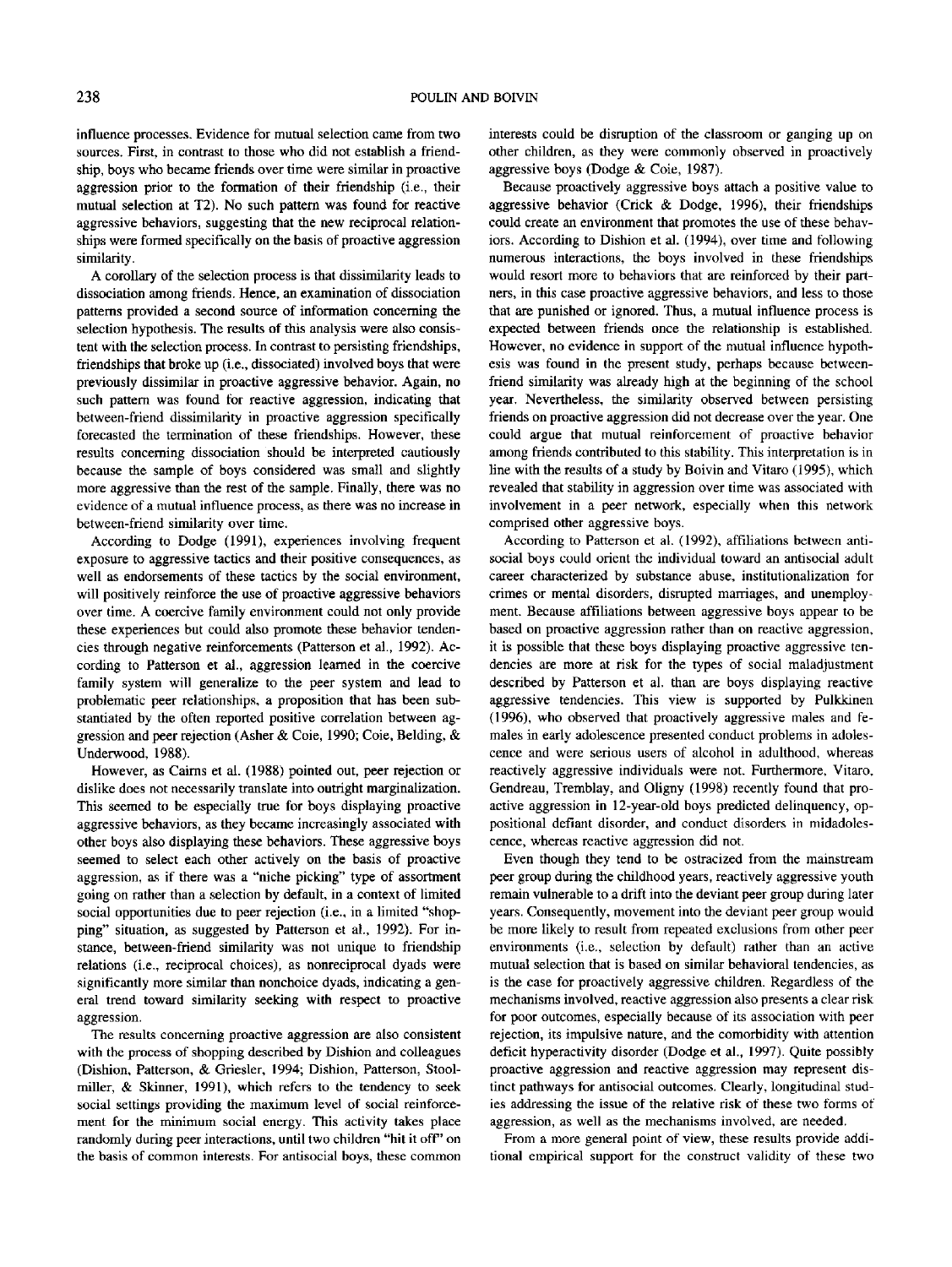influence processes. Evidence for mutual selection came from two sources. First, in contrast to those who did not establish a friendship, boys who became friends over time were similar in proactive aggression prior to the formation of their friendship (i.e., their mutual selection at T2). No such pattern was found for reactive aggressive behaviors, suggesting that the new reciprocal relationships were formed specifically on the basis of proactive aggression similarity.

A corollary of the selection process is that dissimilarity leads to dissociation among friends. Hence, an examination of dissociation patterns provided a second source of information concerning the selection hypothesis. The results of this analysis were also consistent with the selection process. In contrast to persisting friendships, friendships that broke up (i.e., dissociated) involved boys that were previously dissimilar in proactive aggressive behavior. Again, no such pattern was found for reactive aggression, indicating that between-friend dissimilarity in proactive aggression specifically forecasted the termination of these friendships. However, these results concerning dissociation should be interpreted cautiously because the sample of boys considered was small and slightly more aggressive than the rest of the sample. Finally, there was no evidence of a mutual influence process, as there was no increase in between-friend similarity over time.

According to Dodge (1991), experiences involving frequent exposure to aggressive tactics and their positive consequences, as well as endorsements of these tactics by the social environment, will positively reinforce the use of proactive aggressive behaviors over time. A coercive family environment could not only provide these experiences but could also promote these behavior tendencies through negative reinforcements (Patterson et al., 1992). According to Patterson et al., aggression learned in the coercive family system will generalize to the peer system and lead to problematic peer relationships, a proposition that has been substantiated by the often reported positive correlation between aggression and peer rejection (Asher & Coie, 1990; Coie, Belding, & Underwood, 1988).

However, as Cairns et al. (1988) pointed out, peer rejection or dislike does not necessarily translate into outright marginalization. This seemed to be especially true for boys displaying proactive aggressive behaviors, as they became increasingly associated with other boys also displaying these behaviors. These aggressive boys seemed to select each other actively on the basis of proactive aggression, as if there was a "niche picking" type of assortment going on rather than a selection by default, in a context of limited social opportunities due to peer rejection (i.e., in a limited "shopping" situation, as suggested by Patterson et al., 1992). For instance, between-friend similarity was not unique to friendship relations (i.e., reciprocal choices), as nonreciprocal dyads were significantly more similar than nonchoice dyads, indicating a general trend toward similarity seeking with respect to proactive aggression.

The results concerning proactive aggression are also consistent with the process of shopping described by Dishion and colleagues (Dishion, Patterson, & Griesler, 1994; Dishion, Patterson, Stoolmiller, & Skinner, 1991), which refers to the tendency to seek social settings providing the maximum level of social reinforcement for the minimum social energy. This activity takes place randomly during peer interactions, until two children "hit it off" on the basis of common interests. For antisocial boys, these common interests could be disruption of the classroom or ganging up on other children, as they were commonly observed in proactively aggressive boys (Dodge & Coie, 1987).

Because proactively aggressive boys attach a positive value to aggressive behavior (Crick & Dodge, 1996), their friendships could create an environment that promotes the use of these behaviors. According to Dishion et al. (1994), over time and following numerous interactions, the boys involved in these friendships would resort more to behaviors that are reinforced by their partners, in this case proactive aggressive behaviors, and less to those that are punished or ignored. Thus, a mutual influence process is expected between friends once the relationship is established. However, no evidence in support of the mutual influence hypothesis was found in the present study, perhaps because between-friend similarity was already high at the beginning of the school year. Nevertheless, the similarity observed between persisting friends on proactive aggression did not decrease over the year. One could argue that mutual reinforcement of proactive behavior among friends contributed to this stability. This interpretation is in line with the results of a study by Boivin and Vitaro (1995), which revealed that stability in aggression over time was associated with involvement in a peer network, especially when this network comprised other aggressive boys.

According to Patterson et al. (1992), affiliations between antisocial boys could orient the individual toward an antisocial adult career characterized by substance abuse, institutionalization for crimes or mental disorders, disrupted marriages, and unemployment. Because affiliations between aggressive boys appear to be based on proactive aggression rather than on reactive aggression, it is possible that these boys displaying proactive aggressive tendencies are more at risk for the types of social maladjustment described by Patterson et al. than are boys displaying reactive aggressive tendencies. This view is supported by Pulkkinen (1996), who observed that proactively aggressive males and females in early adolescence presented conduct problems in adolescence and were serious users of alcohol in adulthood, whereas reactively aggressive individuals were not. Furthermore, Vitaro, Gendreau, Tremblay, and Oligny (1998) recently found that proactive aggression in 12-year-old boys predicted delinquency, oppositional defiant disorder, and conduct disorders in midadolescence, whereas reactive aggression did not.

Even though they tend to be ostracized from the mainstream peer group during the childhood years, reactively aggressive youth remain vulnerable to a drift into the deviant peer group during later years. Consequently, movement into the deviant peer group would be more likely to result from repeated exclusions from other peer environments (i.e., selection by default) rather than an active mutual selection that is based on similar behavioral tendencies, as is the case for proactively aggressive children. Regardless of the mechanisms involved, reactive aggression also presents a clear risk for poor outcomes, especially because of its association with peer rejection, its impulsive nature, and the comorbidity with attention deficit hyperactivity disorder (Dodge et al., 1997). Quite possibly proactive aggression and reactive aggression may represent distinct pathways for antisocial outcomes. Clearly, longitudinal studies addressing the issue of the relative risk of these two forms of aggression, as well as the mechanisms involved, are needed.

From a more general point of view, these results provide additional empirical support for the construct validity of these two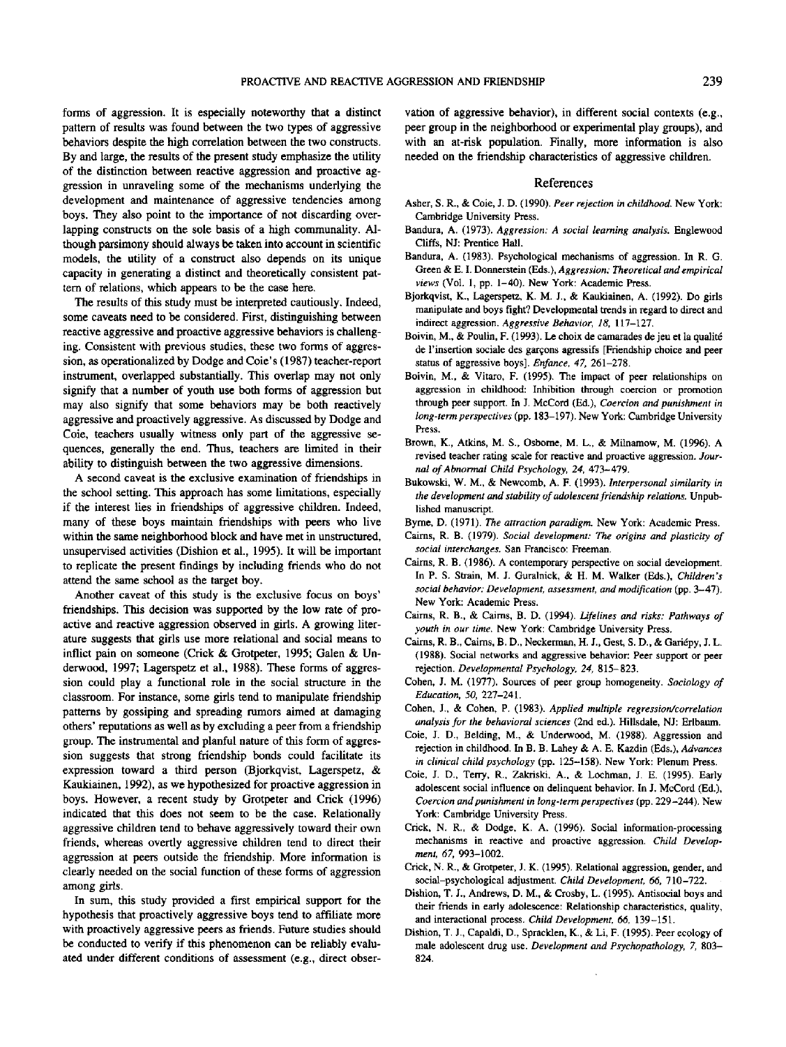forms of aggression. It is especially noteworthy that a distinct pattern of results was found between the two types of aggressive behaviors despite the high correlation between the two constructs. By and large, the results of the present study emphasize the utility of the distinction between reactive aggression and proactive aggression in unraveling some of the mechanisms underlying the development and maintenance of aggressive tendencies among boys. They also point to the importance of not discarding overlapping constructs on the sole basis of a high communality. Although parsimony should always be taken into account in scientific models, the utility of a construct also depends on its unique capacity in generating a distinct and theoretically consistent pattern of relations, which appears to be the case here.

The results of this study must be interpreted cautiously. Indeed, some caveats need to be considered. First, distinguishing between reactive aggressive and proactive aggressive behaviors is challenging. Consistent with previous studies, these two forms of aggression, as operationalized by Dodge and Coie's (1987) teacher-report instrument, overlapped substantially. This overlap may not only signify that a number of youth use both forms of aggression but may also signify that some behaviors may be both reactively aggressive and proactively aggressive. As discussed by Dodge and Coie, teachers usually witness only part of the aggressive sequences, generally the end. Thus, teachers are limited in their ability to distinguish between the two aggressive dimensions.

A second caveat is the exclusive examination of friendships in the school setting. This approach has some limitations, especially if the interest lies in friendships of aggressive children. Indeed, many of these boys maintain friendships with peers who live within the same neighborhood block and have met in unstructured, unsupervised activities (Dishion et al., 1995). It will be important to replicate the present findings by including friends who do not attend the same school as the target boy.

Another caveat of this study is the exclusive focus on boys' friendships. This decision was supported by the low rate of proactive and reactive aggression observed in girls. A growing literature suggests that girls use more relational and social means to inflict pain on someone (Crick & Grotpeter, 1995; Galen & Underwood, 1997; Lagerspetz et al., 1988). These forms of aggression could play a functional role in the social structure in the classroom. For instance, some girls tend to manipulate friendship patterns by gossiping and spreading rumors aimed at damaging others' reputations as well as by excluding a peer from a friendship group. The instrumental and planful nature of this form of aggression suggests that strong friendship bonds could facilitate its expression toward a third person (Bjorkqvist, Lagerspetz, & Kaukiainen, 1992), as we hypothesized for proactive aggression in boys. However, a recent study by Grotpeter and Crick (1996) indicated that this does not seem to be the case. Relationally aggressive children tend to behave aggressively toward their own friends, whereas overtly aggressive children tend to direct their aggression at peers outside the friendship. More information is clearly needed on the social function of these forms of aggression among girls.

In sum, this study provided a first empirical support for the hypothesis that proactively aggressive boys tend to affiliate more with proactively aggressive peers as friends. Future studies should be conducted to verify if this phenomenon can be reliably evaluated under different conditions of assessment (e.g., direct observation of aggressive behavior), in different social contexts (e.g., peer group in the neighborhood or experimental play groups), and with an at-risk population. Finally, more information is also needed on the friendship characteristics of aggressive children.

## References

Asher, S. R., & Coie, J. D. (1990). *Peer rejection in childhood.* New York: Cambridge University Press.

Bandura, A. (1973). *Aggression: A social learning analysis.* Englewood Cliffs, NJ: Prentice Hall.

Bandura, A. (1983). Psychological mechanisms of aggression. In R. G. Green & E. I. Donnerstein (Eds.), *Aggression: Theoretical and empirical views* (Vol. 1, pp. 1–40). New York: Academic Press.

Bjorkqvist, K., Lagerspetz, K. M. J., & Kaukiainen, A. (1992). Do girls manipulate and boys fight? Developmental trends in regard to direct and indirect aggression. *Aggressive Behavior, 18,* 117–127.

Boivin, M., & Poulin, F. (1993). Le choix de camarades de jeu et la qualité de l'insertion sociale des garçons agressifs [Friendship choice and peer status of aggressive boys]. *Enfance, 47,* 261–278.

Boivin, M., & Vitaro, F. (1995). The impact of peer relationships on aggression in childhood: Inhibition through coercion or promotion through peer support. In J. McCord (Ed.), *Coercion and punishment in long-term perspectives* (pp. 183–197). New York: Cambridge University Press.

Brown, K., Atkins, M. S., Osborne, M. L., & Milnamow, M. (1996). A revised teacher rating scale for reactive and proactive aggression. *Journal of Abnormal Child Psychology, 24,* 473–479.

Bukowski, W. M., & Newcomb, A. F. (1993). *Interpersonal similarity in the development and stability of adolescent friendship relations.* Unpublished manuscript.

Byrne, D. (1971). *The attraction paradigm.* New York: Academic Press.

Cairns, R. B. (1979). *Social development: The origins and plasticity of social interchanges.* San Francisco: Freeman.

Cairns, R. B. (1986). A contemporary perspective on social development. In P. S. Strain, M. J. Guralnick, & H. M. Walker (Eds.), *Children's social behavior: Development, assessment, and modification* (pp. 3–47). New York: Academic Press.

Cairns, R. B., & Cairns, B. D. (1994). *Lifelines and risks: Pathways of youth in our time.* New York: Cambridge University Press.

Cairns, R. B., Cairns, B. D., Neckerman, H. J., Gest, S. D., & Gariépy, J. L. (1988). Social networks and aggressive behavior: Peer support or peer rejection. *Developmental Psychology, 24,* 815–823.

Cohen, J. M. (1977). Sources of peer group homogeneity. *Sociology of Education, 50,* 227–241.

Cohen, J., & Cohen, P. (1983). *Applied multiple regression/correlation analysis for the behavioral sciences* (2nd ed.). Hillsdale, NJ: Erlbaum.

Coie, J. D., Belding, M., & Underwood, M. (1988). Aggression and rejection in childhood. In B. B. Lahey & A. E. Kazdin (Eds.), *Advances in clinical child psychology* (pp. 125–158). New York: Plenum Press.

Coie, J. D., Terry, R., Zakriski, A., & Lochman, J. E. (1995). Early adolescent social influence on delinquent behavior. In J. McCord (Ed.), *Coercion and punishment in long-term perspectives* (pp. 229–244). New York: Cambridge University Press.

Crick, N. R., & Dodge, K. A. (1996). Social information-processing mechanisms in reactive and proactive aggression. *Child Development, 67,* 993–1002.

Crick, N. R., & Grotpeter, J. K. (1995). Relational aggression, gender, and social–psychological adjustment. *Child Development, 66,* 710–722.

Dishion, T. J., Andrews, D. M., & Crosby, L. (1995). Antisocial boys and their friends in early adolescence: Relationship characteristics, quality, and interactional process. *Child Development, 66,* 139–151.

Dishion, T. J., Capaldi, D., Spracklen, K., & Li, F. (1995). Peer ecology of male adolescent drug use. *Development and Psychopathology, 7,* 803–824.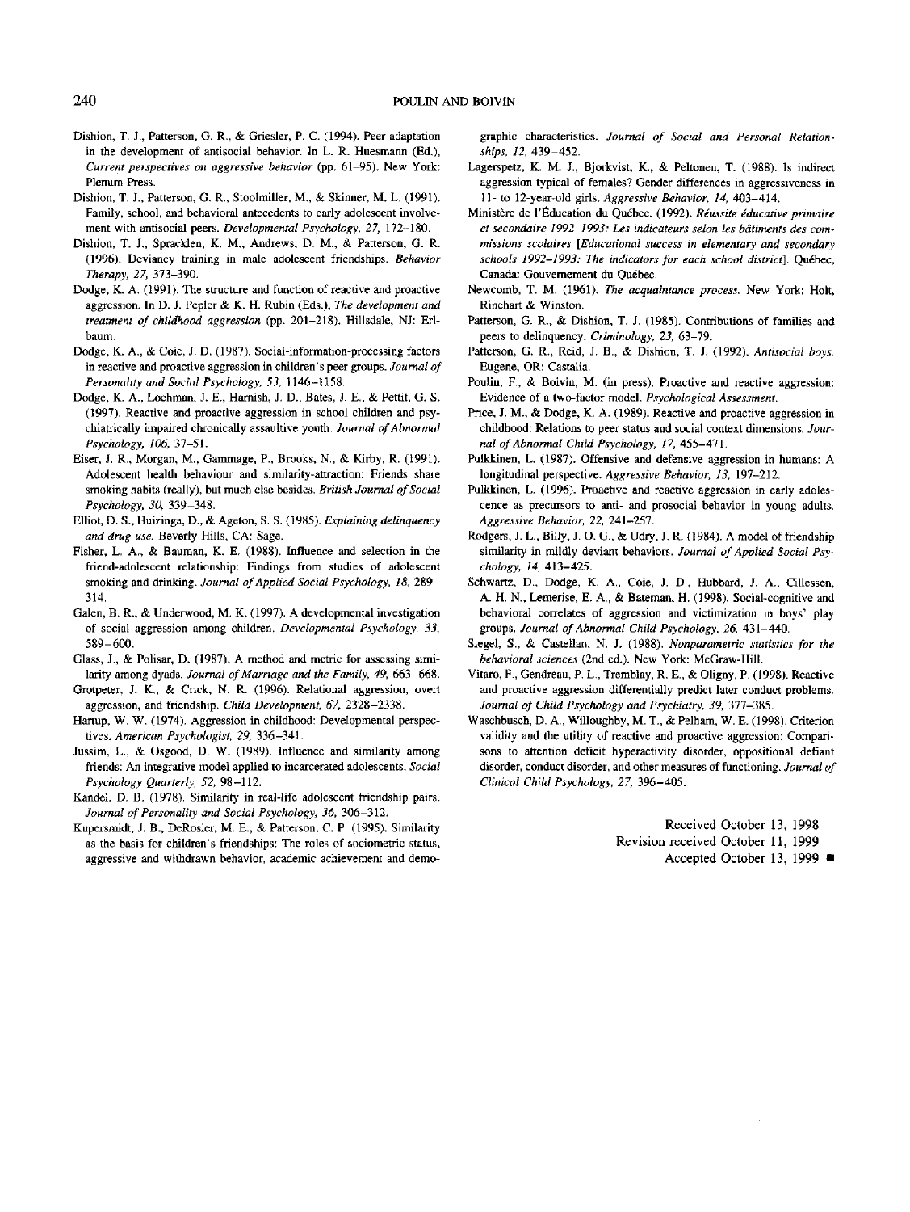Dishion, T. J., Patterson, G. R., & Griesler, P. C. (1994). Peer adaptation in the development of antisocial behavior. In L. R. Huesmann (Ed.), *Current perspectives on aggressive behavior* (pp. 61–95). New York: Plenum Press.

Dishion, T. J., Patterson, G. R., Stoolmiller, M., & Skinner, M. L. (1991). Family, school, and behavioral antecedents to early adolescent involvement with antisocial peers. *Developmental Psychology, 27,* 172–180.

Dishion, T. J., Spracklen, K. M., Andrews, D. M., & Patterson, G. R. (1996). Deviancy training in male adolescent friendships. *Behavior Therapy, 27,* 373–390.

Dodge, K. A. (1991). The structure and function of reactive and proactive aggression. In D. J. Pepler & K. H. Rubin (Eds.), *The development and treatment of childhood aggression* (pp. 201–218). Hillsdale, NJ: Erlbaum.

Dodge, K. A., & Coie, J. D. (1987). Social-information-processing factors in reactive and proactive aggression in children's peer groups. *Journal of Personality and Social Psychology, 53,* 1146–1158.

Dodge, K. A., Lochman, J. E., Harnish, J. D., Bates, J. E., & Pettit, G. S. (1997). Reactive and proactive aggression in school children and psychiatrically impaired chronically assaultive youth. *Journal of Abnormal Psychology, 106,* 37–51.

Eiser, J. R., Morgan, M., Gammage, P., Brooks, N., & Kirby, R. (1991). Adolescent health behaviour and similarity-attraction: Friends share smoking habits (really), but much else besides. *British Journal of Social Psychology, 30,* 339–348.

Elliot, D. S., Huizinga, D., & Ageton, S. S. (1985). *Explaining delinquency and drug use.* Beverly Hills, CA: Sage.

Fisher, L. A., & Bauman, K. E. (1988). Influence and selection in the friend-adolescent relationship: Findings from studies of adolescent smoking and drinking. *Journal of Applied Social Psychology, 18,* 289–314.

Galen, B. R., & Underwood, M. K. (1997). A developmental investigation of social aggression among children. *Developmental Psychology, 33,* 589–600.

Glass, J., & Polisar, D. (1987). A method and metric for assessing similarity among dyads. *Journal of Marriage and the Family, 49,* 663–668.

Grotpeter, J. K., & Crick, N. R. (1996). Relational aggression, overt aggression, and friendship. *Child Development, 67,* 2328–2338.

Hartup, W. W. (1974). Aggression in childhood: Developmental perspectives. *American Psychologist, 29,* 336–341.

Jussim, L., & Osgood, D. W. (1989). Influence and similarity among friends: An integrative model applied to incarcerated adolescents. *Social Psychology Quarterly, 52,* 98–112.

Kandel, D. B. (1978). Similarity in real-life adolescent friendship pairs. *Journal of Personality and Social Psychology, 36,* 306–312.

Kupersmidt, J. B., DeRosier, M. E., & Patterson, C. P. (1995). Similarity as the basis for children's friendships: The roles of sociometric status, aggressive and withdrawn behavior, academic achievement and demographic characteristics. *Journal of Social and Personal Relationships, 12,* 439–452.

Lagerspetz, K. M. J., Bjorkvist, K., & Peltonen, T. (1988). Is indirect aggression typical of females? Gender differences in aggressiveness in 11- to 12-year-old girls. *Aggressive Behavior, 14,* 403–414.

Ministère de l'Éducation du Québec. (1992). *Réussite éducative primaire et secondaire 1992–1993: Les indicateurs selon les bâtiments des commissions scolaires [Educational success in elementary and secondary schools 1992–1993: The indicators for each school district].* Québec, Canada: Gouvernement du Québec.

Newcomb, T. M. (1961). *The acquaintance process.* New York: Holt, Rinehart & Winston.

Patterson, G. R., & Dishion, T. J. (1985). Contributions of families and peers to delinquency. *Criminology, 23,* 63–79.

Patterson, G. R., Reid, J. B., & Dishion, T. J. (1992). *Antisocial boys.* Eugene, OR: Castalia.

Poulin, F., & Boivin, M. (in press). Proactive and reactive aggression: Evidence of a two-factor model. *Psychological Assessment.*

Price, J. M., & Dodge, K. A. (1989). Reactive and proactive aggression in childhood: Relations to peer status and social context dimensions. *Journal of Abnormal Child Psychology, 17,* 455–471.

Pulkkinen, L. (1987). Offensive and defensive aggression in humans: A longitudinal perspective. *Aggressive Behavior, 13,* 197–212.

Pulkkinen, L. (1996). Proactive and reactive aggression in early adolescence as precursors to anti- and prosocial behavior in young adults. *Aggressive Behavior, 22,* 241–257.

Rodgers, J. L., Billy, J. O. G., & Udry, J. R. (1984). A model of friendship similarity in mildly deviant behaviors. *Journal of Applied Social Psychology, 14,* 413–425.

Schwartz, D., Dodge, K. A., Coie, J. D., Hubbard, J. A., Cillessen, A. H. N., Lemerise, E. A., & Bateman, H. (1998). Social-cognitive and behavioral correlates of aggression and victimization in boys' play groups. *Journal of Abnormal Child Psychology, 26,* 431–440.

Siegel, S., & Castellan, N. J. (1988). *Nonparametric statistics for the behavioral sciences* (2nd ed.). New York: McGraw-Hill.

Vitaro, F., Gendreau, P. L., Tremblay, R. E., & Oligny, P. (1998). Reactive and proactive aggression differentially predict later conduct problems. *Journal of Child Psychology and Psychiatry, 39,* 377–385.

Waschbusch, D. A., Willoughby, M. T., & Pelham, W. E. (1998). Criterion validity and the utility of reactive and proactive aggression: Comparisons to attention deficit hyperactivity disorder, oppositional defiant disorder, conduct disorder, and other measures of functioning. *Journal of Clinical Child Psychology, 27,* 396–405.

Received October 13, 1998
Revision received October 11, 1999
Accepted October 13, 1999 ■